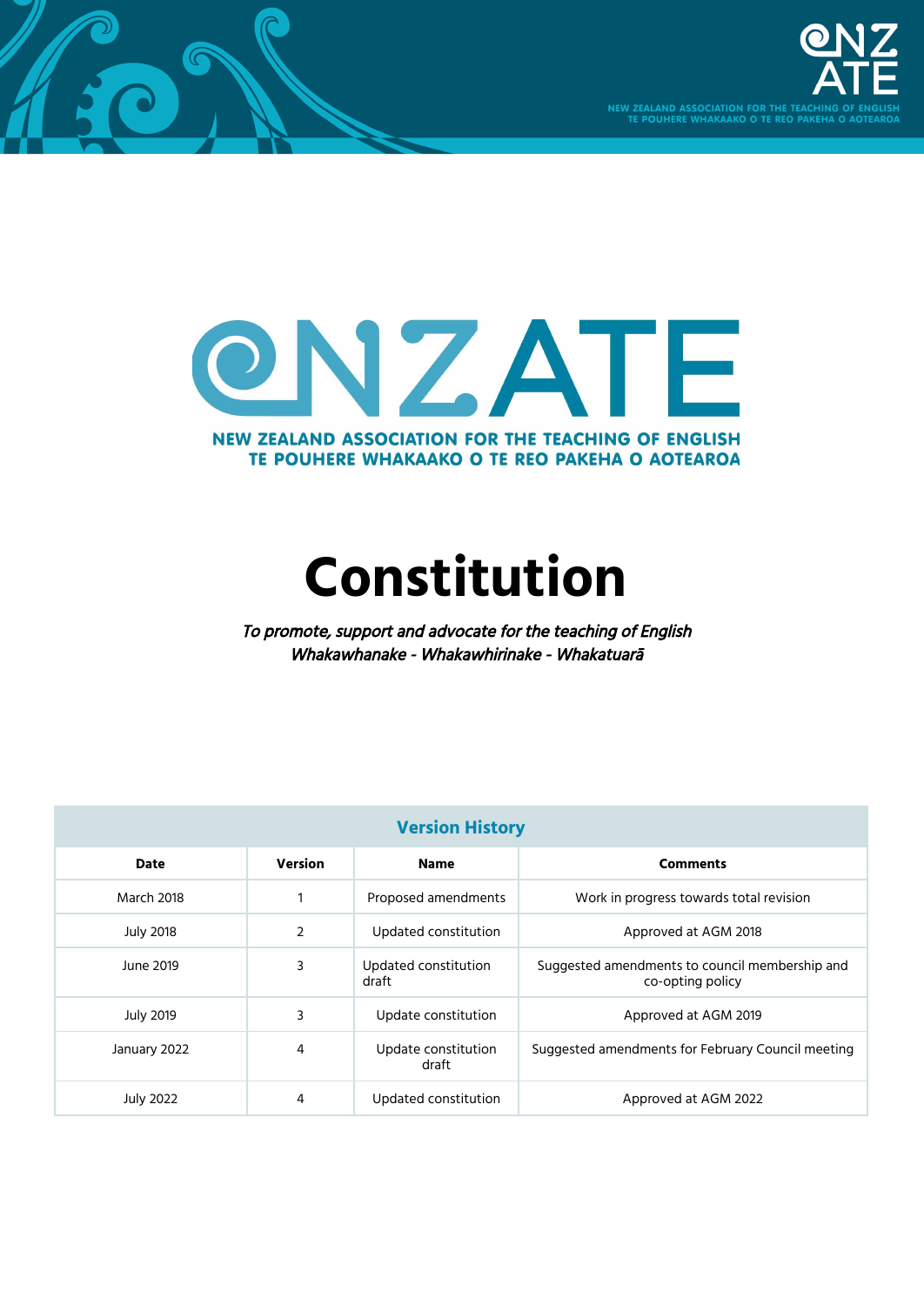NEW ZEALAND ASSOCIATION FOR THE TEACHING OF ENGLISH
TE POUHERE WHAKAAKO O TE REO PAKEHA O AOTEAROA

# NZATE

**NEW ZEALAND ASSOCIATION FOR THE TEACHING OF ENGLISH**
**TE POUHERE WHAKAAKO O TE REO PAKEHA O AOTEAROA**

# Constitution

*To promote, support and advocate for the teaching of English*
*Whakawhanake - Whakawhirinake - Whakatuarā*

| Version History | | | |
|---|---|---|---|
| **Date** | **Version** | **Name** | **Comments** |
| March 2018 | 1 | Proposed amendments | Work in progress towards total revision |
| July 2018 | 2 | Updated constitution | Approved at AGM 2018 |
| June 2019 | 3 | Updated constitution draft | Suggested amendments to council membership and co-opting policy |
| July 2019 | 3 | Update constitution | Approved at AGM 2019 |
| January 2022 | 4 | Update constitution draft | Suggested amendments for February Council meeting |
| July 2022 | 4 | Updated constitution | Approved at AGM 2022 |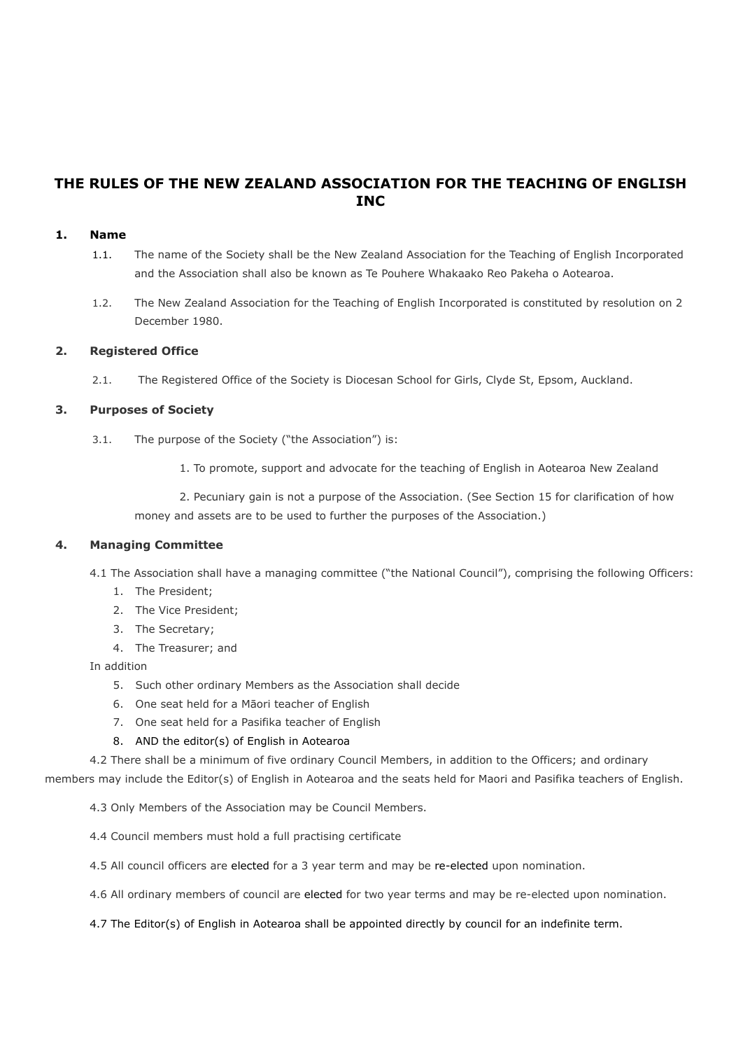# THE RULES OF THE NEW ZEALAND ASSOCIATION FOR THE TEACHING OF ENGLISH INC

## 1. Name

1.1. The name of the Society shall be the New Zealand Association for the Teaching of English Incorporated and the Association shall also be known as Te Pouhere Whakaako Reo Pakeha o Aotearoa.

1.2. The New Zealand Association for the Teaching of English Incorporated is constituted by resolution on 2 December 1980.

## 2. Registered Office

2.1. The Registered Office of the Society is Diocesan School for Girls, Clyde St, Epsom, Auckland.

## 3. Purposes of Society

3.1. The purpose of the Society ("the Association") is:

1. To promote, support and advocate for the teaching of English in Aotearoa New Zealand

2. Pecuniary gain is not a purpose of the Association. (See Section 15 for clarification of how money and assets are to be used to further the purposes of the Association.)

## 4. Managing Committee

4.1 The Association shall have a managing committee ("the National Council"), comprising the following Officers:

1. The President;
2. The Vice President;
3. The Secretary;
4. The Treasurer; and

In addition

5. Such other ordinary Members as the Association shall decide
6. One seat held for a Māori teacher of English
7. One seat held for a Pasifika teacher of English
8. AND the editor(s) of English in Aotearoa

4.2 There shall be a minimum of five ordinary Council Members, in addition to the Officers; and ordinary members may include the Editor(s) of English in Aotearoa and the seats held for Maori and Pasifika teachers of English.

4.3 Only Members of the Association may be Council Members.

4.4 Council members must hold a full practising certificate

4.5 All council officers are elected for a 3 year term and may be re-elected upon nomination.

4.6 All ordinary members of council are elected for two year terms and may be re-elected upon nomination.

4.7 The Editor(s) of English in Aotearoa shall be appointed directly by council for an indefinite term.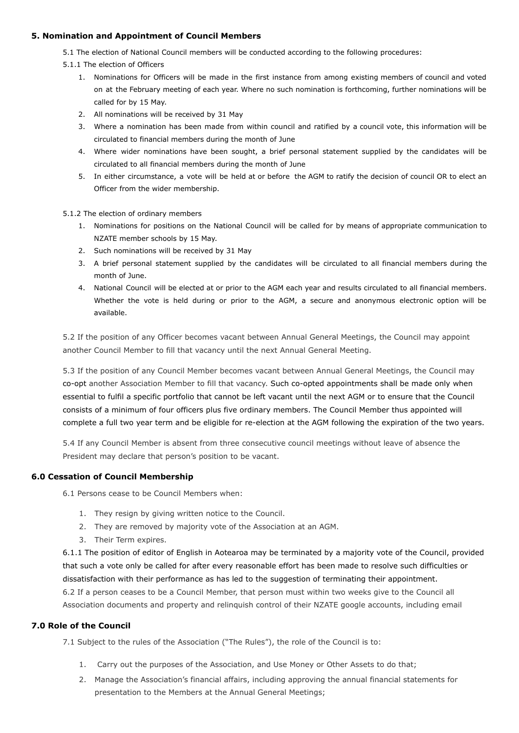### 5. Nomination and Appointment of Council Members

5.1 The election of National Council members will be conducted according to the following procedures:

5.1.1 The election of Officers

1. Nominations for Officers will be made in the first instance from among existing members of council and voted on at the February meeting of each year. Where no such nomination is forthcoming, further nominations will be called for by 15 May.
2. All nominations will be received by 31 May
3. Where a nomination has been made from within council and ratified by a council vote, this information will be circulated to financial members during the month of June
4. Where wider nominations have been sought, a brief personal statement supplied by the candidates will be circulated to all financial members during the month of June
5. In either circumstance, a vote will be held at or before the AGM to ratify the decision of council OR to elect an Officer from the wider membership.

5.1.2 The election of ordinary members

1. Nominations for positions on the National Council will be called for by means of appropriate communication to NZATE member schools by 15 May.
2. Such nominations will be received by 31 May
3. A brief personal statement supplied by the candidates will be circulated to all financial members during the month of June.
4. National Council will be elected at or prior to the AGM each year and results circulated to all financial members. Whether the vote is held during or prior to the AGM, a secure and anonymous electronic option will be available.

5.2 If the position of any Officer becomes vacant between Annual General Meetings, the Council may appoint another Council Member to fill that vacancy until the next Annual General Meeting.

5.3 If the position of any Council Member becomes vacant between Annual General Meetings, the Council may co-opt another Association Member to fill that vacancy. Such co-opted appointments shall be made only when essential to fulfil a specific portfolio that cannot be left vacant until the next AGM or to ensure that the Council consists of a minimum of four officers plus five ordinary members. The Council Member thus appointed will complete a full two year term and be eligible for re-election at the AGM following the expiration of the two years.

5.4 If any Council Member is absent from three consecutive council meetings without leave of absence the President may declare that person's position to be vacant.

### 6.0 Cessation of Council Membership

6.1 Persons cease to be Council Members when:

1. They resign by giving written notice to the Council.
2. They are removed by majority vote of the Association at an AGM.
3. Their Term expires.

6.1.1 The position of editor of English in Aotearoa may be terminated by a majority vote of the Council, provided that such a vote only be called for after every reasonable effort has been made to resolve such difficulties or dissatisfaction with their performance as has led to the suggestion of terminating their appointment.

6.2 If a person ceases to be a Council Member, that person must within two weeks give to the Council all Association documents and property and relinquish control of their NZATE google accounts, including email

### 7.0 Role of the Council

7.1 Subject to the rules of the Association ("The Rules"), the role of the Council is to:

1. Carry out the purposes of the Association, and Use Money or Other Assets to do that;
2. Manage the Association's financial affairs, including approving the annual financial statements for presentation to the Members at the Annual General Meetings;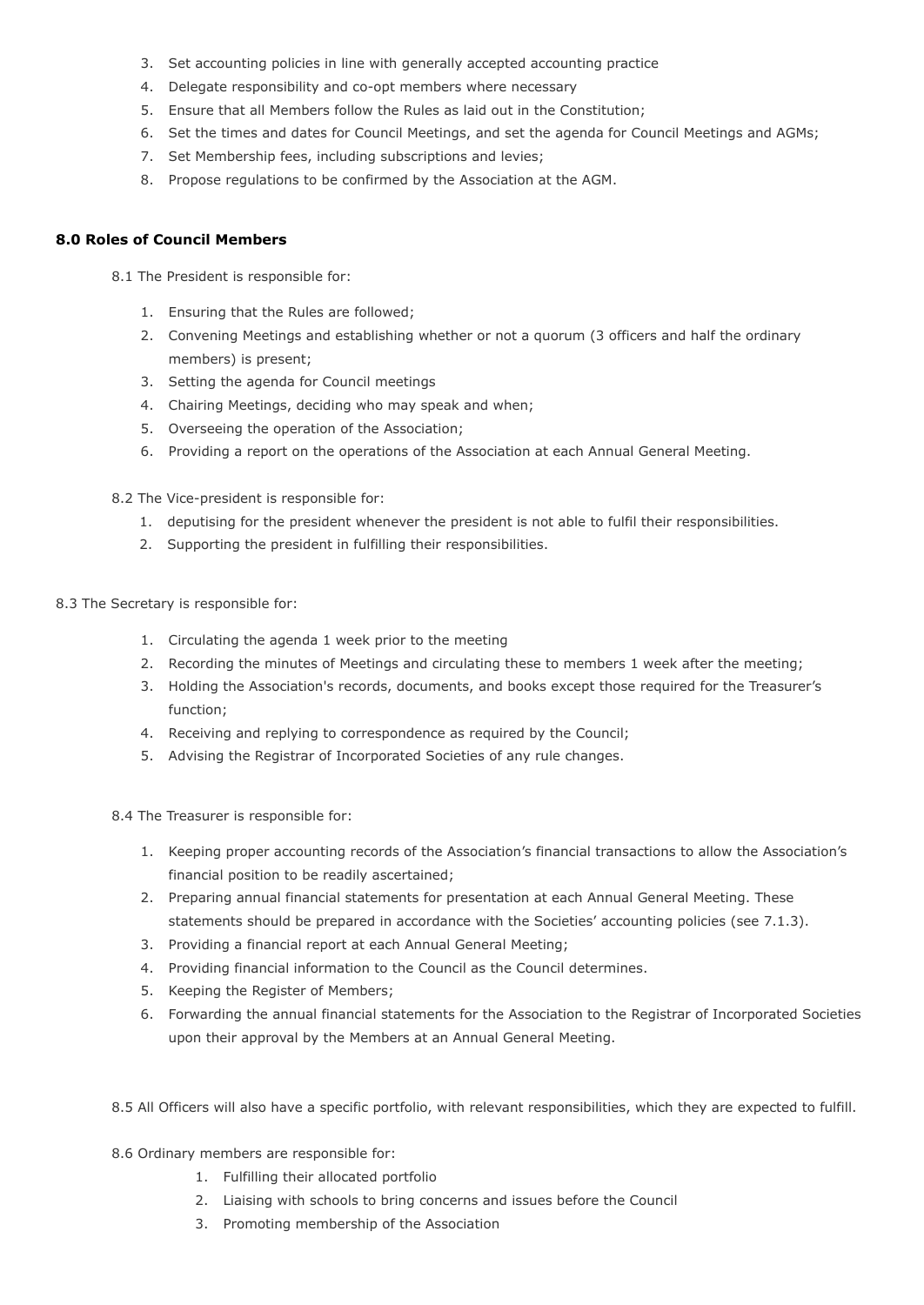3. Set accounting policies in line with generally accepted accounting practice
4. Delegate responsibility and co-opt members where necessary
5. Ensure that all Members follow the Rules as laid out in the Constitution;
6. Set the times and dates for Council Meetings, and set the agenda for Council Meetings and AGMs;
7. Set Membership fees, including subscriptions and levies;
8. Propose regulations to be confirmed by the Association at the AGM.

**8.0 Roles of Council Members**

8.1 The President is responsible for:

1. Ensuring that the Rules are followed;
2. Convening Meetings and establishing whether or not a quorum (3 officers and half the ordinary members) is present;
3. Setting the agenda for Council meetings
4. Chairing Meetings, deciding who may speak and when;
5. Overseeing the operation of the Association;
6. Providing a report on the operations of the Association at each Annual General Meeting.

8.2 The Vice-president is responsible for:

1. deputising for the president whenever the president is not able to fulfil their responsibilities.
2. Supporting the president in fulfilling their responsibilities.

8.3 The Secretary is responsible for:

1. Circulating the agenda 1 week prior to the meeting
2. Recording the minutes of Meetings and circulating these to members 1 week after the meeting;
3. Holding the Association's records, documents, and books except those required for the Treasurer's function;
4. Receiving and replying to correspondence as required by the Council;
5. Advising the Registrar of Incorporated Societies of any rule changes.

8.4 The Treasurer is responsible for:

1. Keeping proper accounting records of the Association's financial transactions to allow the Association's financial position to be readily ascertained;
2. Preparing annual financial statements for presentation at each Annual General Meeting. These statements should be prepared in accordance with the Societies' accounting policies (see 7.1.3).
3. Providing a financial report at each Annual General Meeting;
4. Providing financial information to the Council as the Council determines.
5. Keeping the Register of Members;
6. Forwarding the annual financial statements for the Association to the Registrar of Incorporated Societies upon their approval by the Members at an Annual General Meeting.

8.5 All Officers will also have a specific portfolio, with relevant responsibilities, which they are expected to fulfill.

8.6 Ordinary members are responsible for:

1. Fulfilling their allocated portfolio
2. Liaising with schools to bring concerns and issues before the Council
3. Promoting membership of the Association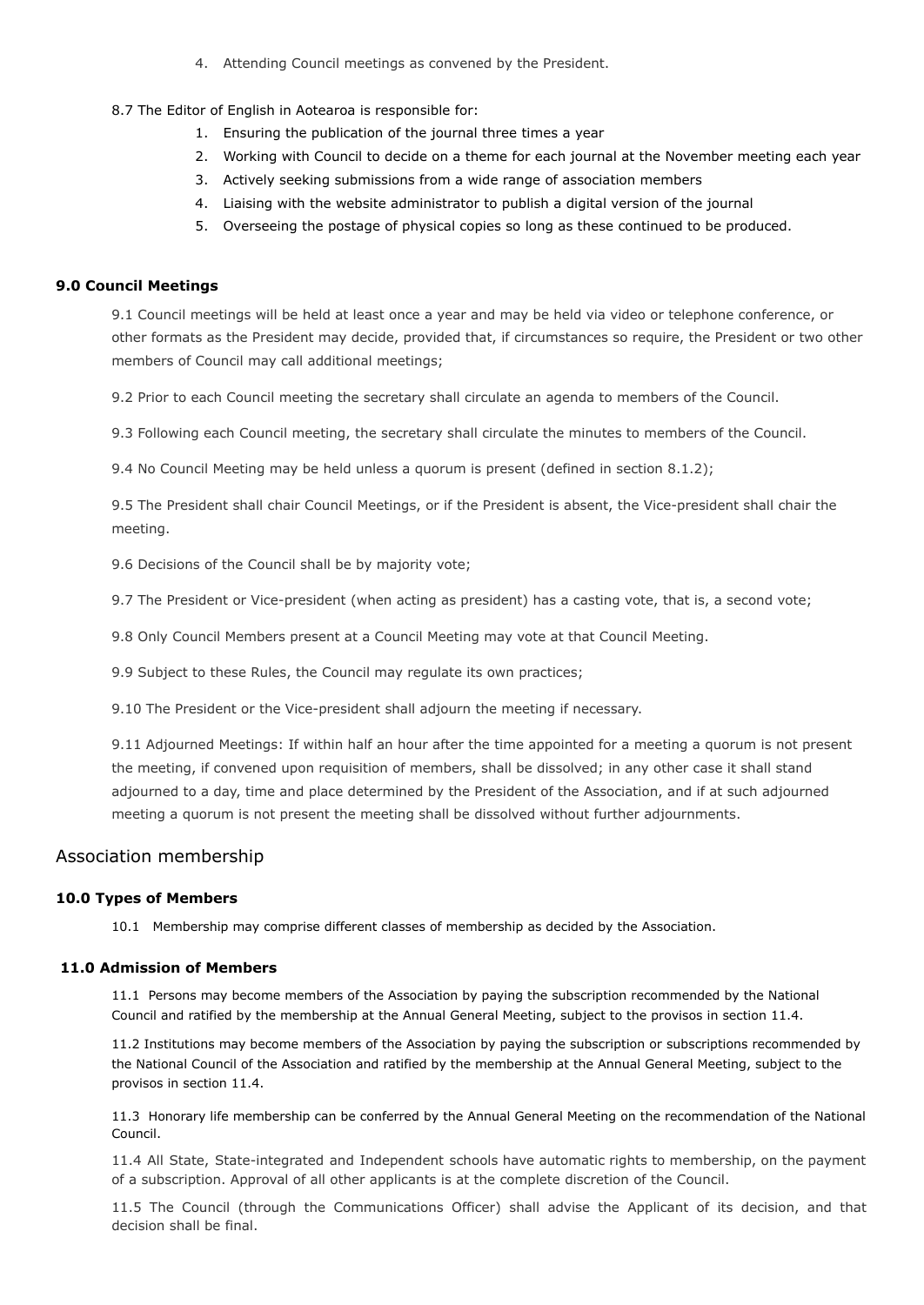4. Attending Council meetings as convened by the President.

8.7 The Editor of English in Aotearoa is responsible for:

1. Ensuring the publication of the journal three times a year
2. Working with Council to decide on a theme for each journal at the November meeting each year
3. Actively seeking submissions from a wide range of association members
4. Liaising with the website administrator to publish a digital version of the journal
5. Overseeing the postage of physical copies so long as these continued to be produced.

#### 9.0 Council Meetings

9.1 Council meetings will be held at least once a year and may be held via video or telephone conference, or other formats as the President may decide, provided that, if circumstances so require, the President or two other members of Council may call additional meetings;

9.2 Prior to each Council meeting the secretary shall circulate an agenda to members of the Council.

9.3 Following each Council meeting, the secretary shall circulate the minutes to members of the Council.

9.4 No Council Meeting may be held unless a quorum is present (defined in section 8.1.2);

9.5 The President shall chair Council Meetings, or if the President is absent, the Vice-president shall chair the meeting.

9.6 Decisions of the Council shall be by majority vote;

9.7 The President or Vice-president (when acting as president) has a casting vote, that is, a second vote;

9.8 Only Council Members present at a Council Meeting may vote at that Council Meeting.

9.9 Subject to these Rules, the Council may regulate its own practices;

9.10 The President or the Vice-president shall adjourn the meeting if necessary.

9.11 Adjourned Meetings: If within half an hour after the time appointed for a meeting a quorum is not present the meeting, if convened upon requisition of members, shall be dissolved; in any other case it shall stand adjourned to a day, time and place determined by the President of the Association, and if at such adjourned meeting a quorum is not present the meeting shall be dissolved without further adjournments.

### Association membership

#### 10.0 Types of Members

10.1 Membership may comprise different classes of membership as decided by the Association.

#### 11.0 Admission of Members

11.1 Persons may become members of the Association by paying the subscription recommended by the National Council and ratified by the membership at the Annual General Meeting, subject to the provisos in section 11.4.

11.2 Institutions may become members of the Association by paying the subscription or subscriptions recommended by the National Council of the Association and ratified by the membership at the Annual General Meeting, subject to the provisos in section 11.4.

11.3 Honorary life membership can be conferred by the Annual General Meeting on the recommendation of the National Council.

11.4 All State, State-integrated and Independent schools have automatic rights to membership, on the payment of a subscription. Approval of all other applicants is at the complete discretion of the Council.

11.5 The Council (through the Communications Officer) shall advise the Applicant of its decision, and that decision shall be final.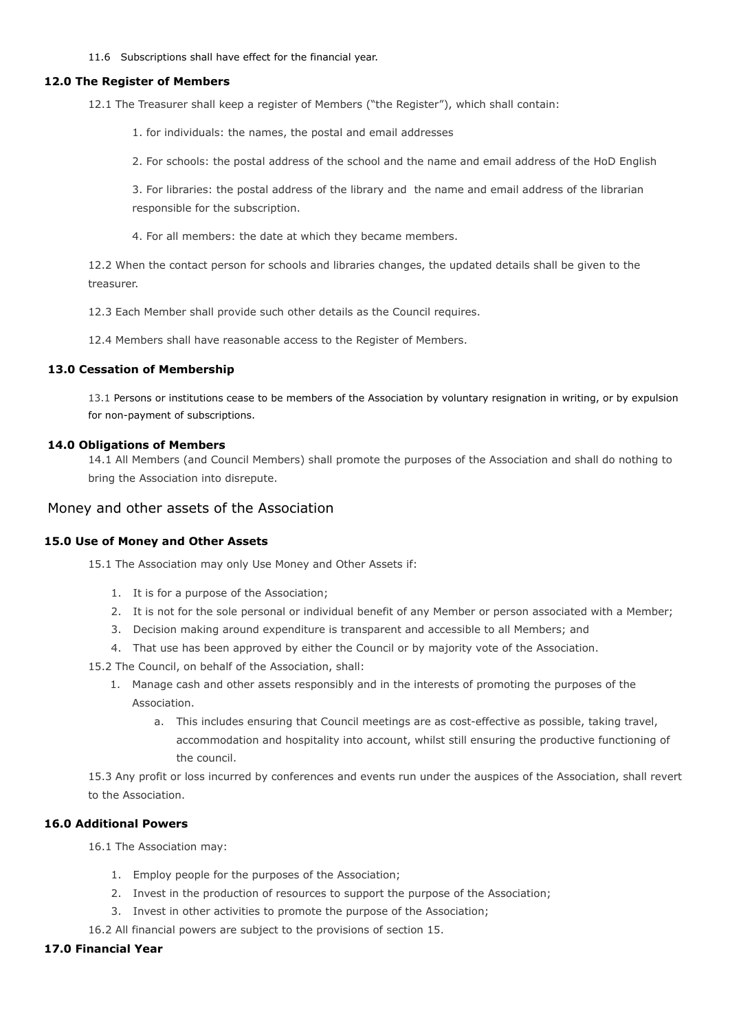11.6 Subscriptions shall have effect for the financial year.

### 12.0 The Register of Members

12.1 The Treasurer shall keep a register of Members ("the Register"), which shall contain:

1. for individuals: the names, the postal and email addresses
2. For schools: the postal address of the school and the name and email address of the HoD English
3. For libraries: the postal address of the library and the name and email address of the librarian responsible for the subscription.
4. For all members: the date at which they became members.

12.2 When the contact person for schools and libraries changes, the updated details shall be given to the treasurer.

12.3 Each Member shall provide such other details as the Council requires.

12.4 Members shall have reasonable access to the Register of Members.

### 13.0 Cessation of Membership

13.1 Persons or institutions cease to be members of the Association by voluntary resignation in writing, or by expulsion for non-payment of subscriptions.

### 14.0 Obligations of Members

14.1 All Members (and Council Members) shall promote the purposes of the Association and shall do nothing to bring the Association into disrepute.

## Money and other assets of the Association

### 15.0 Use of Money and Other Assets

15.1 The Association may only Use Money and Other Assets if:

1. It is for a purpose of the Association;
2. It is not for the sole personal or individual benefit of any Member or person associated with a Member;
3. Decision making around expenditure is transparent and accessible to all Members; and
4. That use has been approved by either the Council or by majority vote of the Association.

15.2 The Council, on behalf of the Association, shall:

1. Manage cash and other assets responsibly and in the interests of promoting the purposes of the Association.
   a. This includes ensuring that Council meetings are as cost-effective as possible, taking travel, accommodation and hospitality into account, whilst still ensuring the productive functioning of the council.

15.3 Any profit or loss incurred by conferences and events run under the auspices of the Association, shall revert to the Association.

### 16.0 Additional Powers

16.1 The Association may:

1. Employ people for the purposes of the Association;
2. Invest in the production of resources to support the purpose of the Association;
3. Invest in other activities to promote the purpose of the Association;

16.2 All financial powers are subject to the provisions of section 15.

### 17.0 Financial Year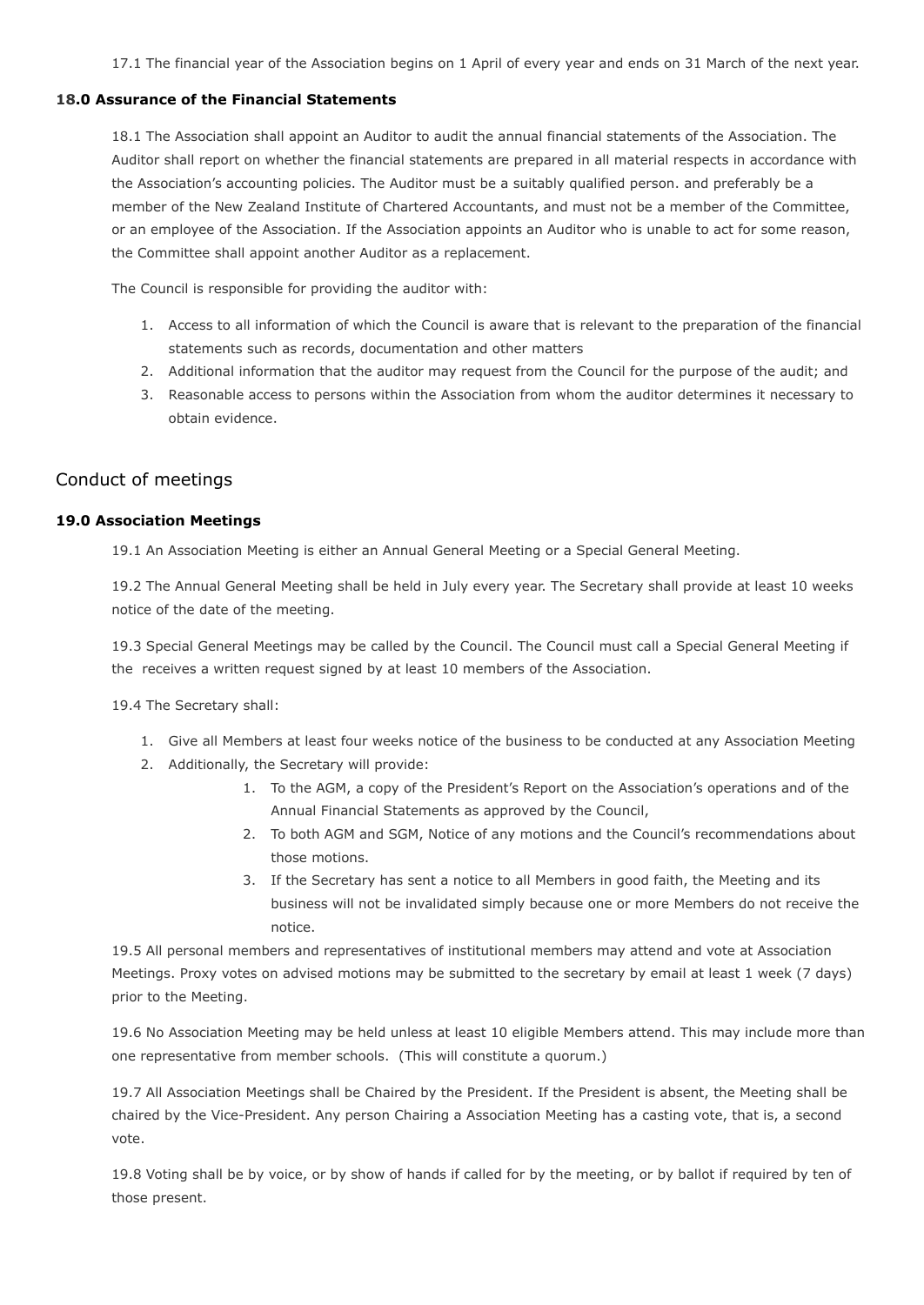17.1 The financial year of the Association begins on 1 April of every year and ends on 31 March of the next year.

### 18.0 Assurance of the Financial Statements

18.1 The Association shall appoint an Auditor to audit the annual financial statements of the Association. The Auditor shall report on whether the financial statements are prepared in all material respects in accordance with the Association's accounting policies. The Auditor must be a suitably qualified person. and preferably be a member of the New Zealand Institute of Chartered Accountants, and must not be a member of the Committee, or an employee of the Association. If the Association appoints an Auditor who is unable to act for some reason, the Committee shall appoint another Auditor as a replacement.

The Council is responsible for providing the auditor with:

1. Access to all information of which the Council is aware that is relevant to the preparation of the financial statements such as records, documentation and other matters
2. Additional information that the auditor may request from the Council for the purpose of the audit; and
3. Reasonable access to persons within the Association from whom the auditor determines it necessary to obtain evidence.

## Conduct of meetings

### 19.0 Association Meetings

19.1 An Association Meeting is either an Annual General Meeting or a Special General Meeting.

19.2 The Annual General Meeting shall be held in July every year. The Secretary shall provide at least 10 weeks notice of the date of the meeting.

19.3 Special General Meetings may be called by the Council. The Council must call a Special General Meeting if the  receives a written request signed by at least 10 members of the Association.

19.4 The Secretary shall:

1. Give all Members at least four weeks notice of the business to be conducted at any Association Meeting
2. Additionally, the Secretary will provide:
    1. To the AGM, a copy of the President's Report on the Association's operations and of the Annual Financial Statements as approved by the Council,
    2. To both AGM and SGM, Notice of any motions and the Council's recommendations about those motions.
    3. If the Secretary has sent a notice to all Members in good faith, the Meeting and its business will not be invalidated simply because one or more Members do not receive the notice.

19.5 All personal members and representatives of institutional members may attend and vote at Association Meetings. Proxy votes on advised motions may be submitted to the secretary by email at least 1 week (7 days) prior to the Meeting.

19.6 No Association Meeting may be held unless at least 10 eligible Members attend. This may include more than one representative from member schools.  (This will constitute a quorum.)

19.7 All Association Meetings shall be Chaired by the President. If the President is absent, the Meeting shall be chaired by the Vice-President. Any person Chairing a Association Meeting has a casting vote, that is, a second vote.

19.8 Voting shall be by voice, or by show of hands if called for by the meeting, or by ballot if required by ten of those present.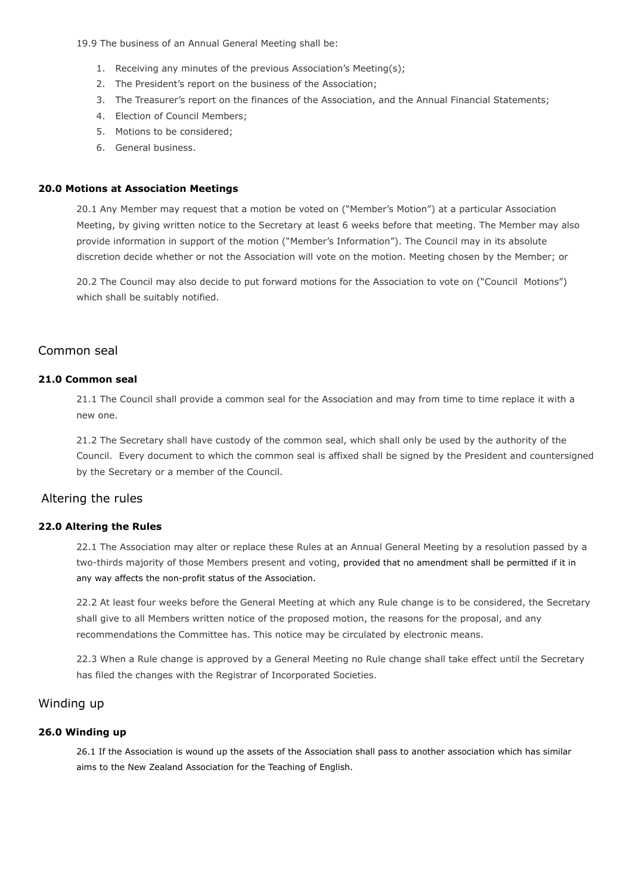19.9 The business of an Annual General Meeting shall be:

1. Receiving any minutes of the previous Association's Meeting(s);
2. The President's report on the business of the Association;
3. The Treasurer's report on the finances of the Association, and the Annual Financial Statements;
4. Election of Council Members;
5. Motions to be considered;
6. General business.

**20.0 Motions at Association Meetings**

20.1 Any Member may request that a motion be voted on ("Member's Motion") at a particular Association Meeting, by giving written notice to the Secretary at least 6 weeks before that meeting. The Member may also provide information in support of the motion ("Member's Information"). The Council may in its absolute discretion decide whether or not the Association will vote on the motion. Meeting chosen by the Member; or

20.2 The Council may also decide to put forward motions for the Association to vote on ("Council Motions") which shall be suitably notified.

## Common seal

**21.0 Common seal**

21.1 The Council shall provide a common seal for the Association and may from time to time replace it with a new one.

21.2 The Secretary shall have custody of the common seal, which shall only be used by the authority of the Council. Every document to which the common seal is affixed shall be signed by the President and countersigned by the Secretary or a member of the Council.

## Altering the rules

**22.0 Altering the Rules**

22.1 The Association may alter or replace these Rules at an Annual General Meeting by a resolution passed by a two-thirds majority of those Members present and voting, provided that no amendment shall be permitted if it in any way affects the non-profit status of the Association.

22.2 At least four weeks before the General Meeting at which any Rule change is to be considered, the Secretary shall give to all Members written notice of the proposed motion, the reasons for the proposal, and any recommendations the Committee has. This notice may be circulated by electronic means.

22.3 When a Rule change is approved by a General Meeting no Rule change shall take effect until the Secretary has filed the changes with the Registrar of Incorporated Societies.

## Winding up

**26.0 Winding up**

26.1 If the Association is wound up the assets of the Association shall pass to another association which has similar aims to the New Zealand Association for the Teaching of English.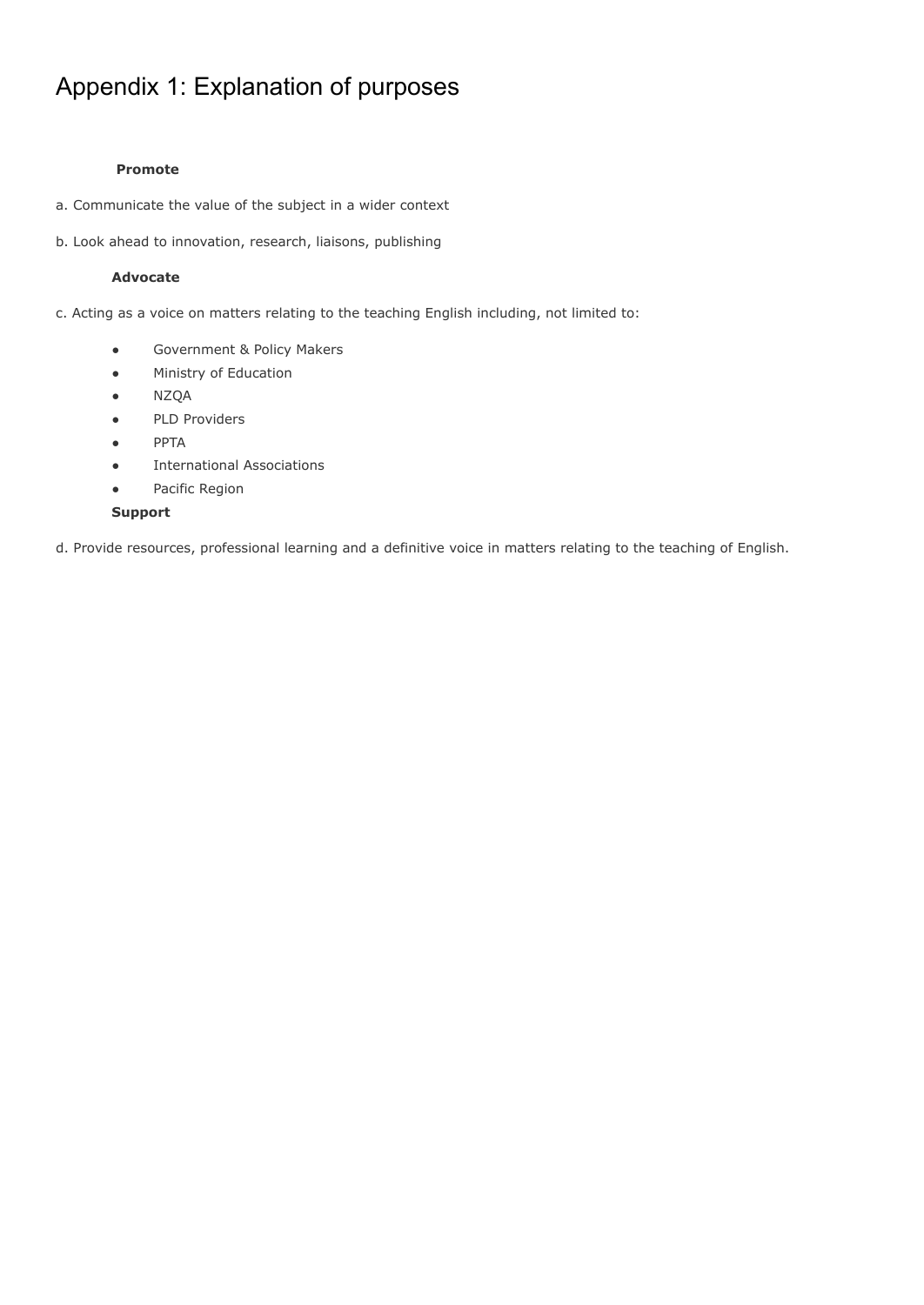# Appendix 1: Explanation of purposes

**Promote**

a. Communicate the value of the subject in a wider context

b. Look ahead to innovation, research, liaisons, publishing

**Advocate**

c. Acting as a voice on matters relating to the teaching English including, not limited to:

- Government & Policy Makers
- Ministry of Education
- NZQA
- PLD Providers
- PPTA
- International Associations
- Pacific Region

**Support**

d. Provide resources, professional learning and a definitive voice in matters relating to the teaching of English.